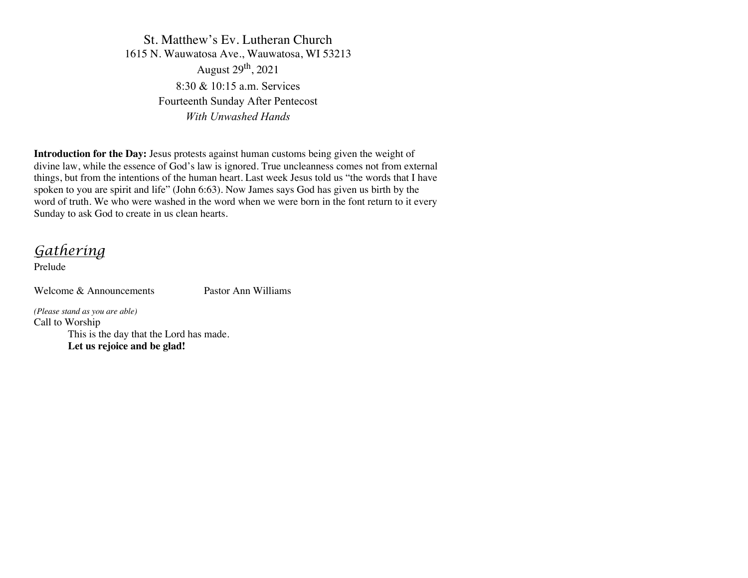St. Matthew's Ev. Lutheran Church

1615 N. Wauwatosa Ave., Wauwatosa, WI 53213

August 29th, 2021

8:30 & 10:15 a.m. Services

Fourteenth Sunday After Pentecost

*With Unwashed Hands*

**Introduction for the Day:** Jesus protests against human customs being given the weight of divine law, while the essence of God's law is ignored. True uncleanness comes not from external things, but from the intentions of the human heart. Last week Jesus told us "the words that I have spoken to you are spirit and life" (John 6:63). Now James says God has given us birth by the word of truth. We who were washed in the word when we were born in the font return to it every Sunday to ask God to create in us clean hearts.

## Gathering

Prelude

Welcome & Announcements Pastor Ann Williams

*(Please stand as you are able)*

Call to Worship

This is the day that the Lord has made.

**Let us rejoice and be glad!**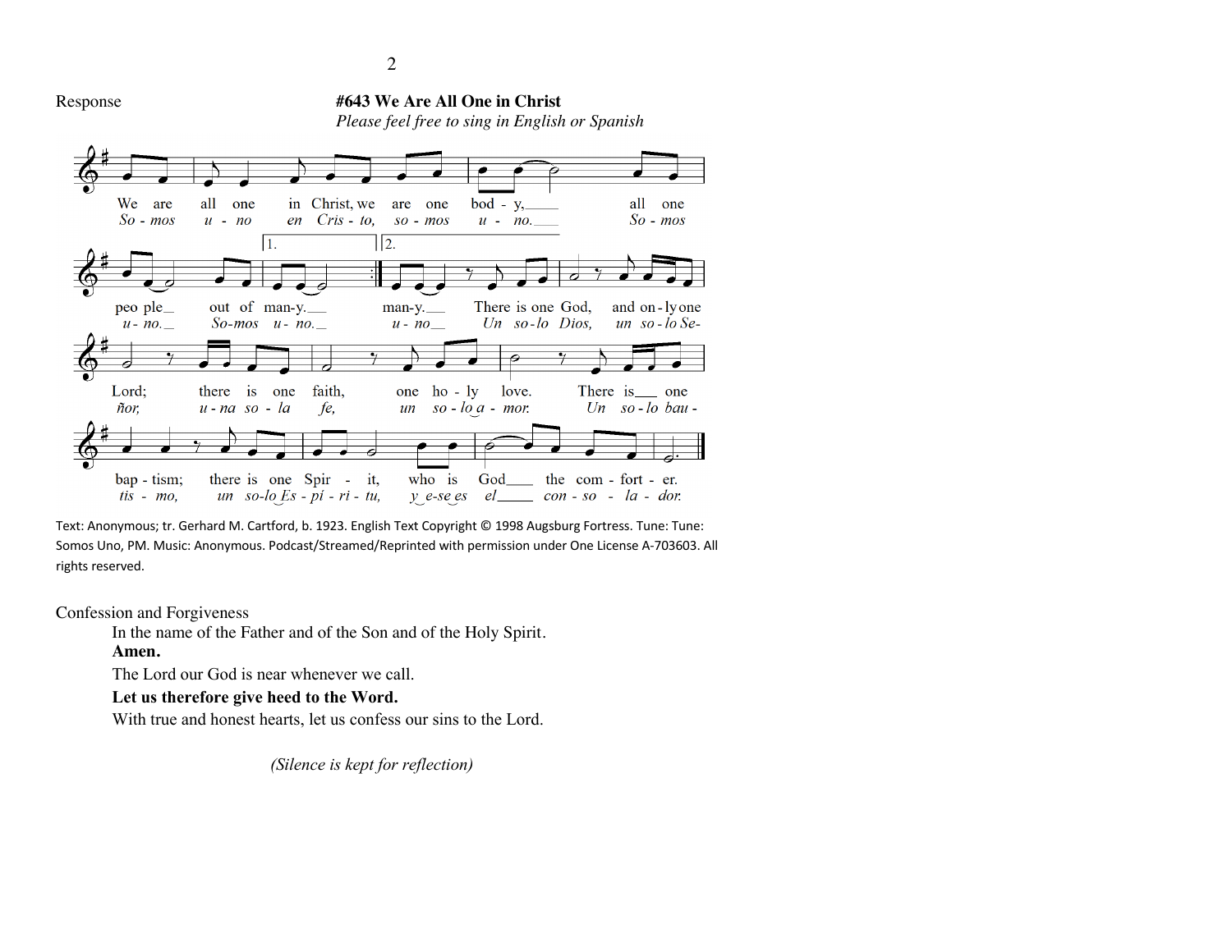Response

**#643 We Are All One in Christ**

*Please feel free to sing in English or Spanish*

Text: Anonymous; tr. Gerhard M. Cartford, b. 1923. English Text Copyright © 1998 Augsburg Fortress. Tune: Tune: Somos Uno, PM. Music: Anonymous. Podcast/Streamed/Reprinted with permission under One License A-703603. All rights reserved.

Confession and Forgiveness

In the name of the Father and of the Son and of the Holy Spirit.

**Amen.**

The Lord our God is near whenever we call.

**Let us therefore give heed to the Word.**

With true and honest hearts, let us confess our sins to the Lord.

*(Silence is kept for reflection)*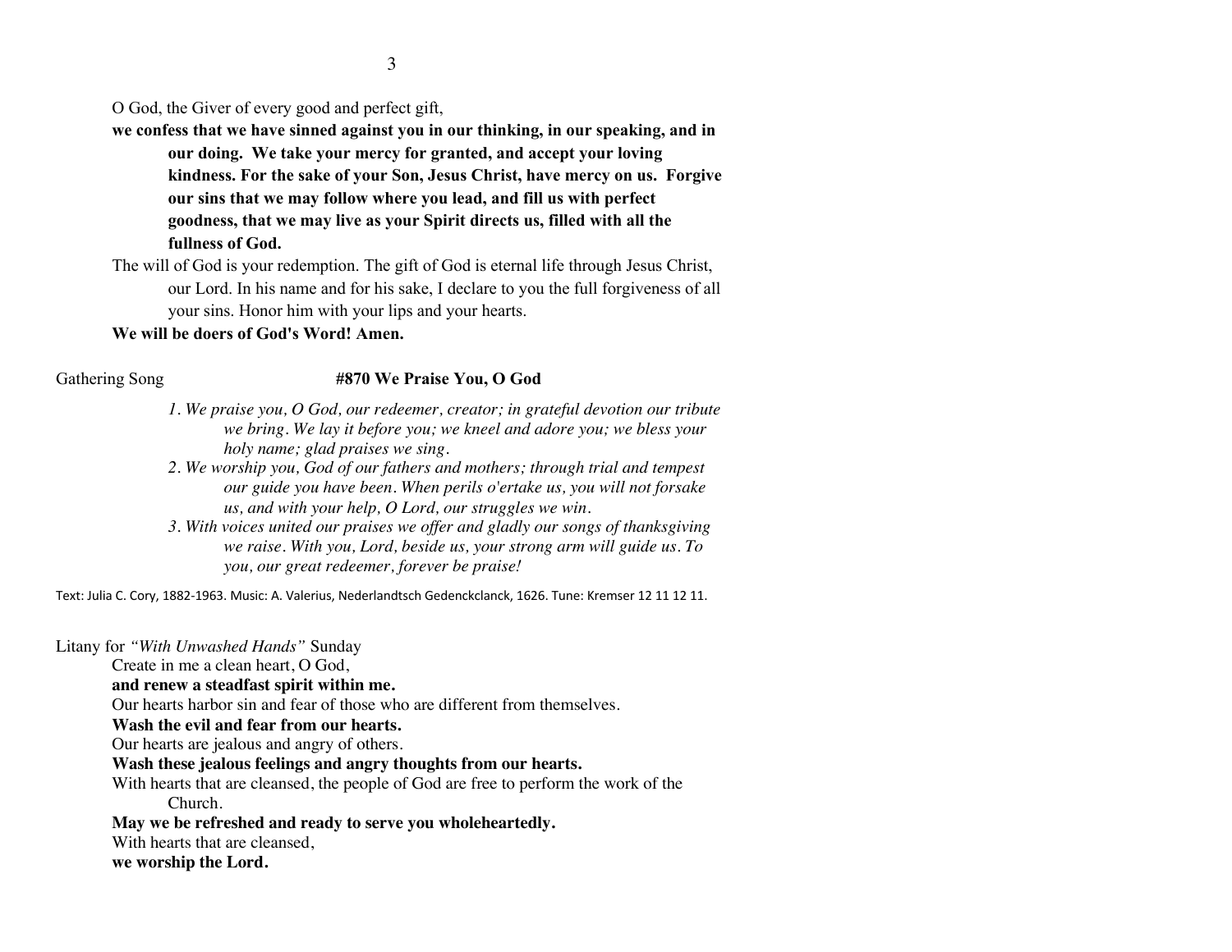O God, the Giver of every good and perfect gift,

**we confess that we have sinned against you in our thinking, in our speaking, and in our doing. We take your mercy for granted, and accept your loving kindness. For the sake of your Son, Jesus Christ, have mercy on us. Forgive our sins that we may follow where you lead, and fill us with perfect goodness, that we may live as your Spirit directs us, filled with all the fullness of God.**

The will of God is your redemption. The gift of God is eternal life through Jesus Christ, our Lord. In his name and for his sake, I declare to you the full forgiveness of all your sins. Honor him with your lips and your hearts.

**We will be doers of God's Word! Amen.**

Gathering Song **#870 We Praise You, O God**

*1. We praise you, O God, our redeemer, creator; in grateful devotion our tribute we bring. We lay it before you; we kneel and adore you; we bless your holy name; glad praises we sing.*

*2. We worship you, God of our fathers and mothers; through trial and tempest our guide you have been. When perils o'ertake us, you will not forsake us, and with your help, O Lord, our struggles we win.*

*3. With voices united our praises we offer and gladly our songs of thanksgiving we raise. With you, Lord, beside us, your strong arm will guide us. To you, our great redeemer, forever be praise!*

Text: Julia C. Cory, 1882-1963. Music: A. Valerius, Nederlandtsch Gedenckclanck, 1626. Tune: Kremser 12 11 12 11.

Litany for *"With Unwashed Hands"* Sunday

Create in me a clean heart, O God,

**and renew a steadfast spirit within me.**

Our hearts harbor sin and fear of those who are different from themselves.

**Wash the evil and fear from our hearts.**

Our hearts are jealous and angry of others.

**Wash these jealous feelings and angry thoughts from our hearts.**

With hearts that are cleansed, the people of God are free to perform the work of the Church.

**May we be refreshed and ready to serve you wholeheartedly.**

With hearts that are cleansed,

**we worship the Lord.**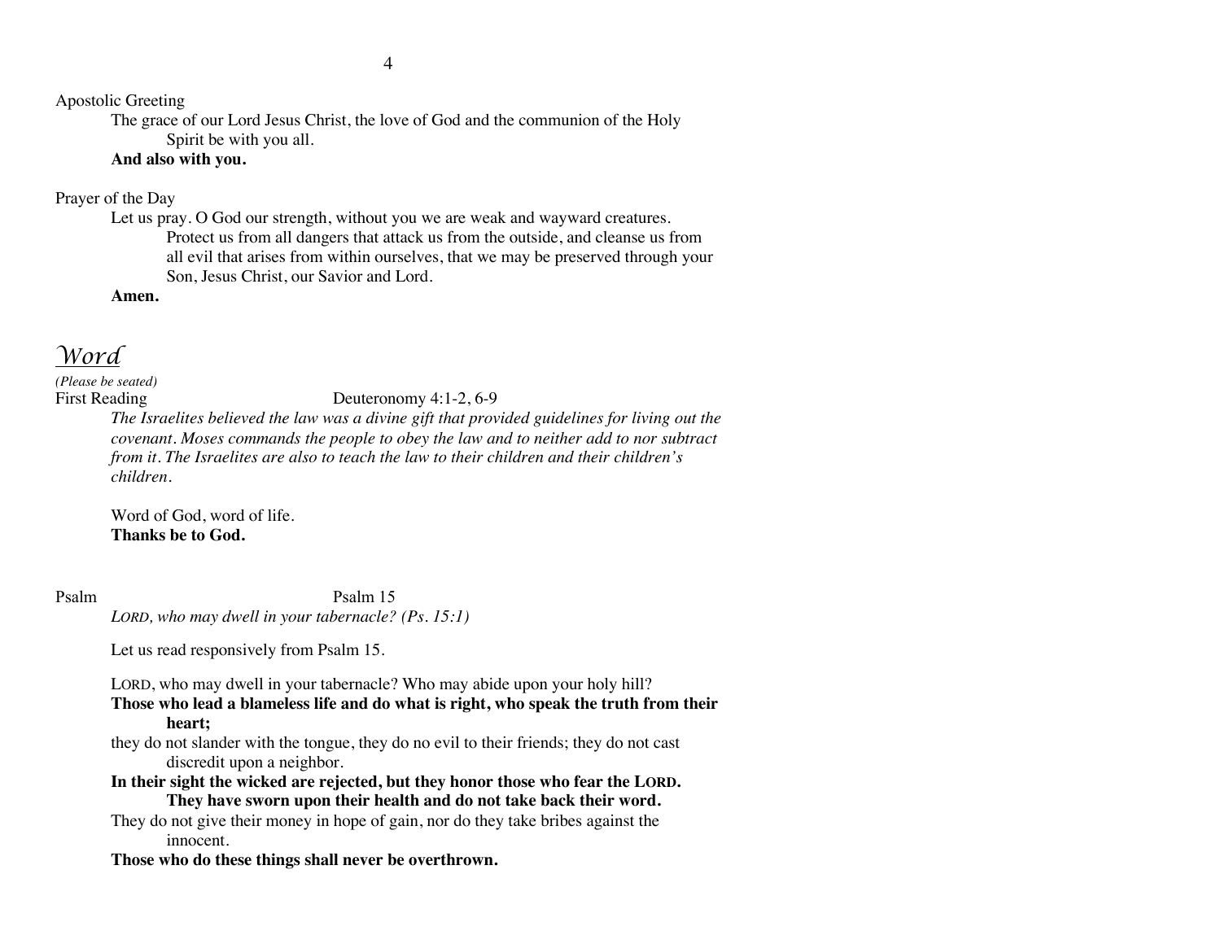Apostolic Greeting

The grace of our Lord Jesus Christ, the love of God and the communion of the Holy Spirit be with you all.
**And also with you.**

Prayer of the Day

Let us pray. O God our strength, without you we are weak and wayward creatures. Protect us from all dangers that attack us from the outside, and cleanse us from all evil that arises from within ourselves, that we may be preserved through your Son, Jesus Christ, our Savior and Lord.
**Amen.**

## *Word*

*(Please be seated)*

First Reading — Deuteronomy 4:1-2, 6-9

*The Israelites believed the law was a divine gift that provided guidelines for living out the covenant. Moses commands the people to obey the law and to neither add to nor subtract from it. The Israelites are also to teach the law to their children and their children's children.*

Word of God, word of life.
**Thanks be to God.**

Psalm — Psalm 15

*LORD, who may dwell in your tabernacle? (Ps. 15:1)*

Let us read responsively from Psalm 15.

LORD, who may dwell in your tabernacle? Who may abide upon your holy hill?
**Those who lead a blameless life and do what is right, who speak the truth from their heart;**
they do not slander with the tongue, they do no evil to their friends; they do not cast discredit upon a neighbor.
**In their sight the wicked are rejected, but they honor those who fear the LORD. They have sworn upon their health and do not take back their word.**
They do not give their money in hope of gain, nor do they take bribes against the innocent.
**Those who do these things shall never be overthrown.**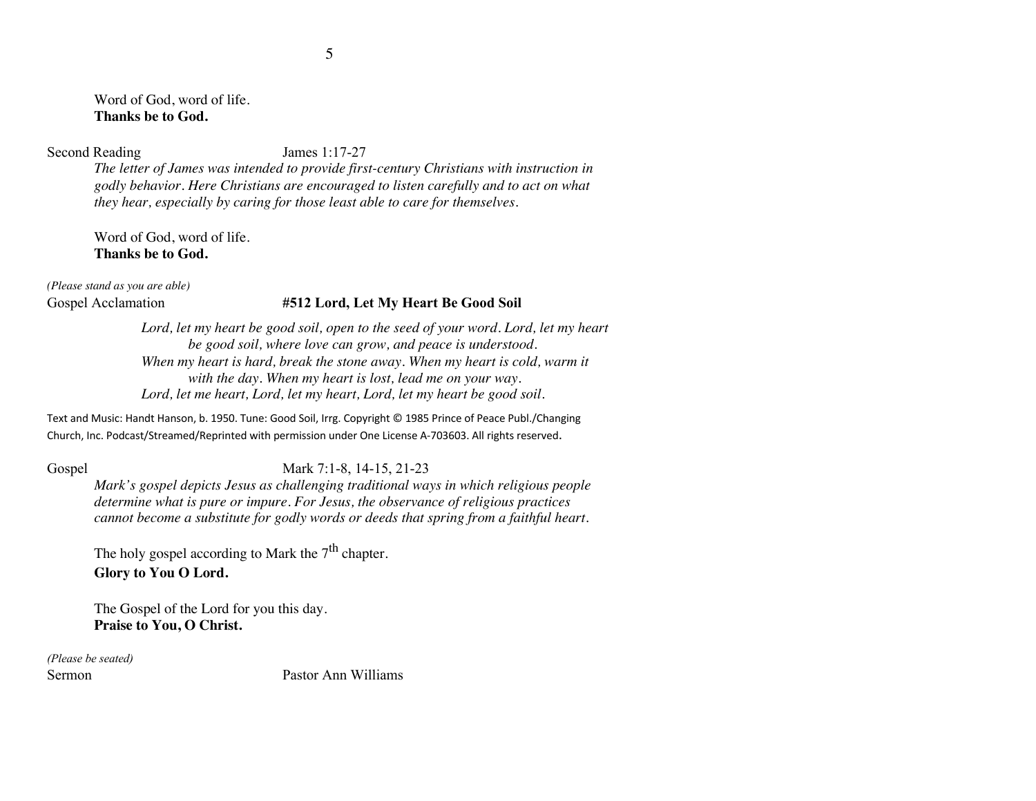Word of God, word of life.
**Thanks be to God.**

Second Reading James 1:17-27

*The letter of James was intended to provide first-century Christians with instruction in godly behavior. Here Christians are encouraged to listen carefully and to act on what they hear, especially by caring for those least able to care for themselves.*

Word of God, word of life.
**Thanks be to God.**

*(Please stand as you are able)*

Gospel Acclamation **#512 Lord, Let My Heart Be Good Soil**

*Lord, let my heart be good soil, open to the seed of your word. Lord, let my heart be good soil, where love can grow, and peace is understood.*
*When my heart is hard, break the stone away. When my heart is cold, warm it with the day. When my heart is lost, lead me on your way.*
*Lord, let me heart, Lord, let my heart, Lord, let my heart be good soil.*

Text and Music: Handt Hanson, b. 1950. Tune: Good Soil, Irrg. Copyright © 1985 Prince of Peace Publ./Changing Church, Inc. Podcast/Streamed/Reprinted with permission under One License A-703603. All rights reserved.

Gospel Mark 7:1-8, 14-15, 21-23

*Mark's gospel depicts Jesus as challenging traditional ways in which religious people determine what is pure or impure. For Jesus, the observance of religious practices cannot become a substitute for godly words or deeds that spring from a faithful heart.*

The holy gospel according to Mark the 7th chapter.
**Glory to You O Lord.**

The Gospel of the Lord for you this day.
**Praise to You, O Christ.**

*(Please be seated)*

Sermon Pastor Ann Williams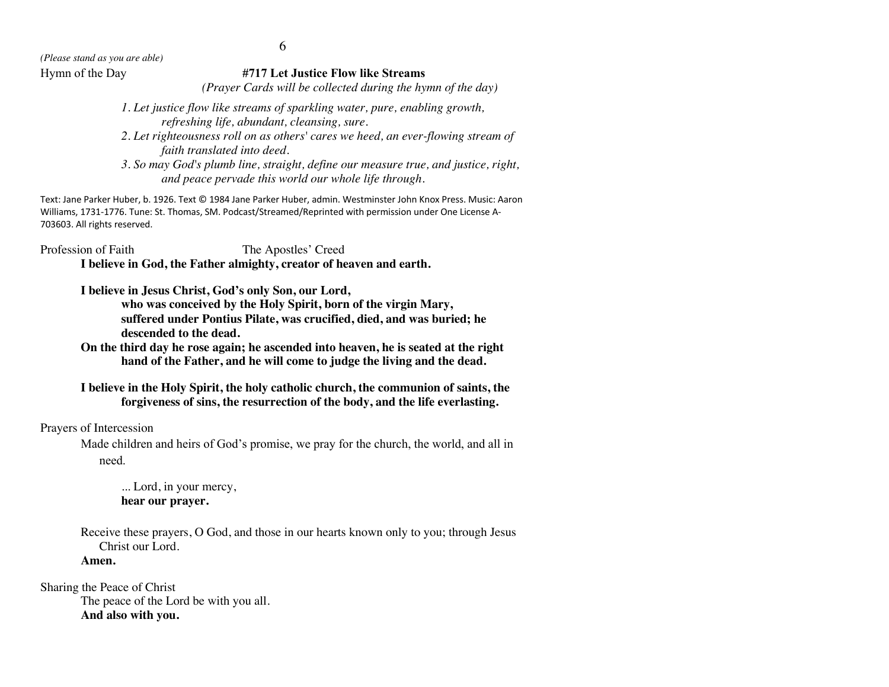*(Please stand as you are able)*

Hymn of the Day **#717 Let Justice Flow like Streams**

*(Prayer Cards will be collected during the hymn of the day)*

*1. Let justice flow like streams of sparkling water, pure, enabling growth, refreshing life, abundant, cleansing, sure.*

*2. Let righteousness roll on as others' cares we heed, an ever-flowing stream of faith translated into deed.*

*3. So may God's plumb line, straight, define our measure true, and justice, right, and peace pervade this world our whole life through.*

Text: Jane Parker Huber, b. 1926. Text © 1984 Jane Parker Huber, admin. Westminster John Knox Press. Music: Aaron Williams, 1731-1776. Tune: St. Thomas, SM. Podcast/Streamed/Reprinted with permission under One License A-703603. All rights reserved.

Profession of Faith The Apostles' Creed

**I believe in God, the Father almighty, creator of heaven and earth.**

**I believe in Jesus Christ, God's only Son, our Lord, who was conceived by the Holy Spirit, born of the virgin Mary, suffered under Pontius Pilate, was crucified, died, and was buried; he descended to the dead.**

**On the third day he rose again; he ascended into heaven, he is seated at the right hand of the Father, and he will come to judge the living and the dead.**

**I believe in the Holy Spirit, the holy catholic church, the communion of saints, the forgiveness of sins, the resurrection of the body, and the life everlasting.**

Prayers of Intercession

Made children and heirs of God's promise, we pray for the church, the world, and all in need.

... Lord, in your mercy,
**hear our prayer.**

Receive these prayers, O God, and those in our hearts known only to you; through Jesus Christ our Lord.
**Amen.**

Sharing the Peace of Christ

The peace of the Lord be with you all.
**And also with you.**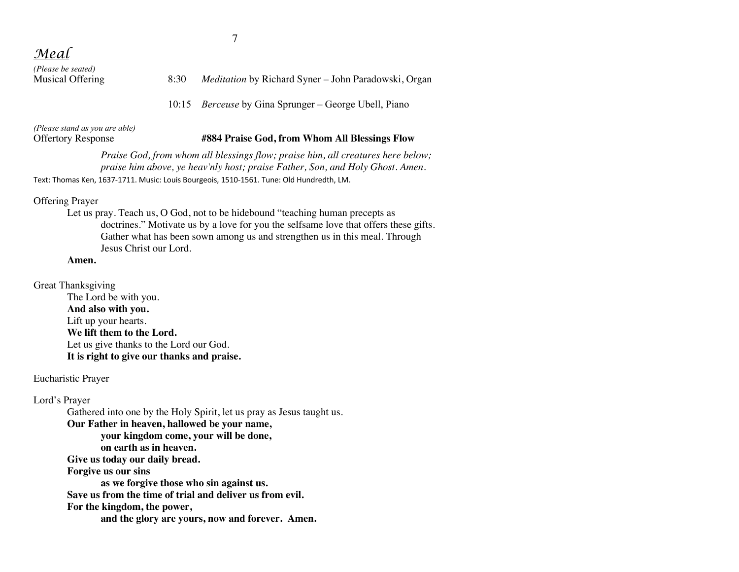## *Meal*

*(Please be seated)*

Musical Offering 8:30 *Meditation* by Richard Syner – John Paradowski, Organ

10:15 *Berceuse* by Gina Sprunger – George Ubell, Piano

*(Please stand as you are able)*

Offertory Response **#884 Praise God, from Whom All Blessings Flow**

*Praise God, from whom all blessings flow; praise him, all creatures here below; praise him above, ye heav'nly host; praise Father, Son, and Holy Ghost. Amen.*

Text: Thomas Ken, 1637-1711. Music: Louis Bourgeois, 1510-1561. Tune: Old Hundredth, LM.

Offering Prayer

Let us pray. Teach us, O God, not to be hidebound "teaching human precepts as doctrines." Motivate us by a love for you the selfsame love that offers these gifts. Gather what has been sown among us and strengthen us in this meal. Through Jesus Christ our Lord.

**Amen.**

Great Thanksgiving

The Lord be with you.
**And also with you.**
Lift up your hearts.
**We lift them to the Lord.**
Let us give thanks to the Lord our God.
**It is right to give our thanks and praise.**

Eucharistic Prayer

Lord's Prayer

Gathered into one by the Holy Spirit, let us pray as Jesus taught us.

**Our Father in heaven, hallowed be your name,**
**your kingdom come, your will be done,**
**on earth as in heaven.**
**Give us today our daily bread.**
**Forgive us our sins**
**as we forgive those who sin against us.**
**Save us from the time of trial and deliver us from evil.**
**For the kingdom, the power,**
**and the glory are yours, now and forever. Amen.**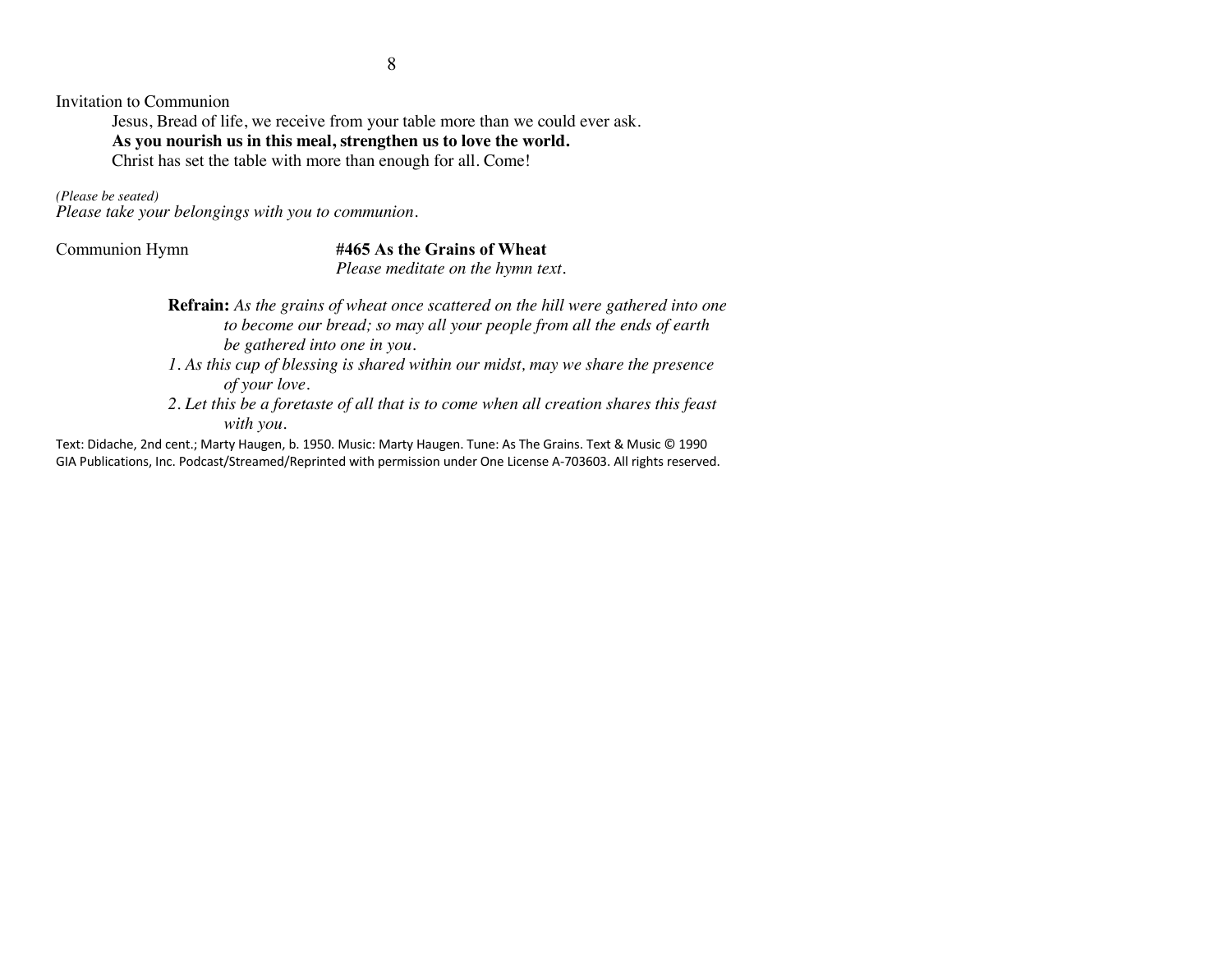Invitation to Communion

Jesus, Bread of life, we receive from your table more than we could ever ask.
**As you nourish us in this meal, strengthen us to love the world.**
Christ has set the table with more than enough for all. Come!

*(Please be seated)*
*Please take your belongings with you to communion.*

Communion Hymn **#465 As the Grains of Wheat**
*Please meditate on the hymn text.*

**Refrain:** *As the grains of wheat once scattered on the hill were gathered into one to become our bread; so may all your people from all the ends of earth be gathered into one in you.*

*1. As this cup of blessing is shared within our midst, may we share the presence of your love.*

*2. Let this be a foretaste of all that is to come when all creation shares this feast with you.*

Text: Didache, 2nd cent.; Marty Haugen, b. 1950. Music: Marty Haugen. Tune: As The Grains. Text & Music © 1990 GIA Publications, Inc. Podcast/Streamed/Reprinted with permission under One License A-703603. All rights reserved.